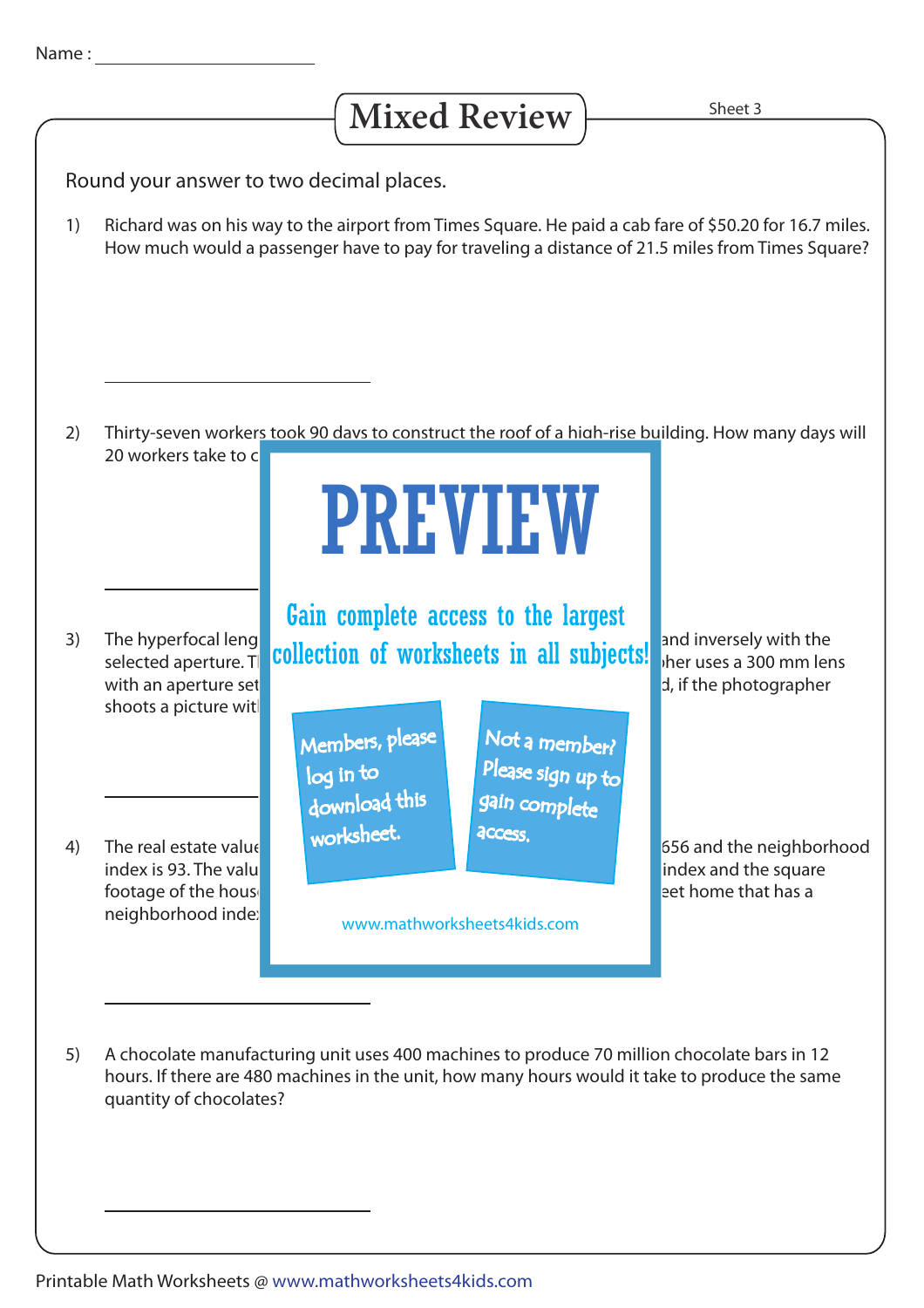Name : ____________________

# Mixed Review

Sheet 3

Round your answer to two decimal places.

1) Richard was on his way to the airport from Times Square. He paid a cab fare of $50.20 for 16.7 miles. How much would a passenger have to pay for traveling a distance of 21.5 miles from Times Square?

____________________

2) Thirty-seven workers took 90 days to construct the roof of a high-rise building. How many days will 20 workers take to c

____________________

3) The hyperfocal leng and inversely with the selected aperture. T pher uses a 300 mm lens with an aperture set d, if the photographer shoots a picture wit

____________________

4) The real estate value 656 and the neighborhood index is 93. The valu index and the square footage of the hous eet home that has a neighborhood inde

____________________

5) A chocolate manufacturing unit uses 400 machines to produce 70 million chocolate bars in 12 hours. If there are 480 machines in the unit, how many hours would it take to produce the same quantity of chocolates?

____________________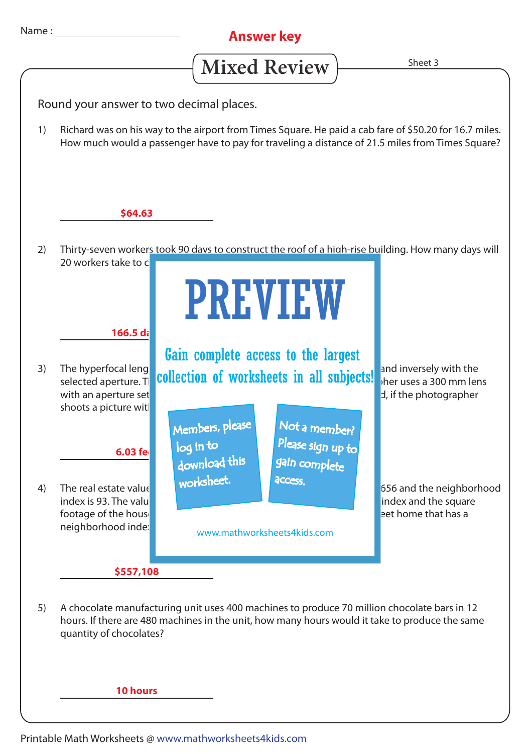Name : ________________________

**Answer key**

# Mixed Review

Sheet 3

Round your answer to two decimal places.

1) Richard was on his way to the airport from Times Square. He paid a cab fare of $50.20 for 16.7 miles. How much would a passenger have to pay for traveling a distance of 21.5 miles from Times Square?

**$64.63**

2) Thirty-seven workers took 90 days to construct the roof of a high-rise building. How many days will 20 workers take to c

**166.5 da**

3) The hyperfocal leng ... and inversely with the selected aperture. T ... her uses a 300 mm lens with an aperture set ... d, if the photographer shoots a picture wit

**6.03 fe**

4) The real estate value ... 656 and the neighborhood index is 93. The valu ... index and the square footage of the hous ... eet home that has a neighborhood inde

**$557,108**

5) A chocolate manufacturing unit uses 400 machines to produce 70 million chocolate bars in 12 hours. If there are 480 machines in the unit, how many hours would it take to produce the same quantity of chocolates?

**10 hours**

PREVIEW

Gain complete access to the largest collection of worksheets in all subjects!

Members, please log in to download this worksheet.

Not a member? Please sign up to gain complete access.

www.mathworksheets4kids.com

Printable Math Worksheets @ www.mathworksheets4kids.com